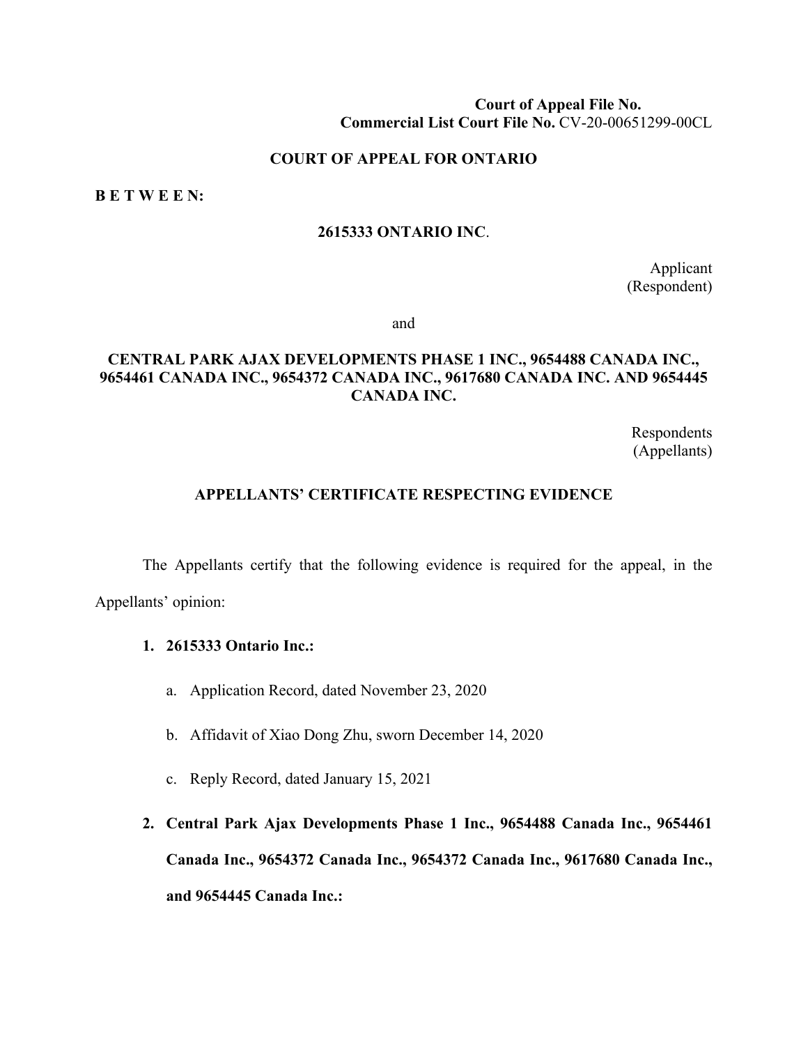**Court of Appeal File No.**
**Commercial List Court File No.** CV-20-00651299-00CL

**COURT OF APPEAL FOR ONTARIO**

**B E T W E E N:**

**2615333 ONTARIO INC**.

Applicant
(Respondent)

and

**CENTRAL PARK AJAX DEVELOPMENTS PHASE 1 INC., 9654488 CANADA INC., 9654461 CANADA INC., 9654372 CANADA INC., 9617680 CANADA INC. AND 9654445 CANADA INC.**

Respondents
(Appellants)

**APPELLANTS' CERTIFICATE RESPECTING EVIDENCE**

The Appellants certify that the following evidence is required for the appeal, in the Appellants' opinion:

1. **2615333 Ontario Inc.:**
   a. Application Record, dated November 23, 2020
   b. Affidavit of Xiao Dong Zhu, sworn December 14, 2020
   c. Reply Record, dated January 15, 2021
2. **Central Park Ajax Developments Phase 1 Inc., 9654488 Canada Inc., 9654461 Canada Inc., 9654372 Canada Inc., 9654372 Canada Inc., 9617680 Canada Inc., and 9654445 Canada Inc.:**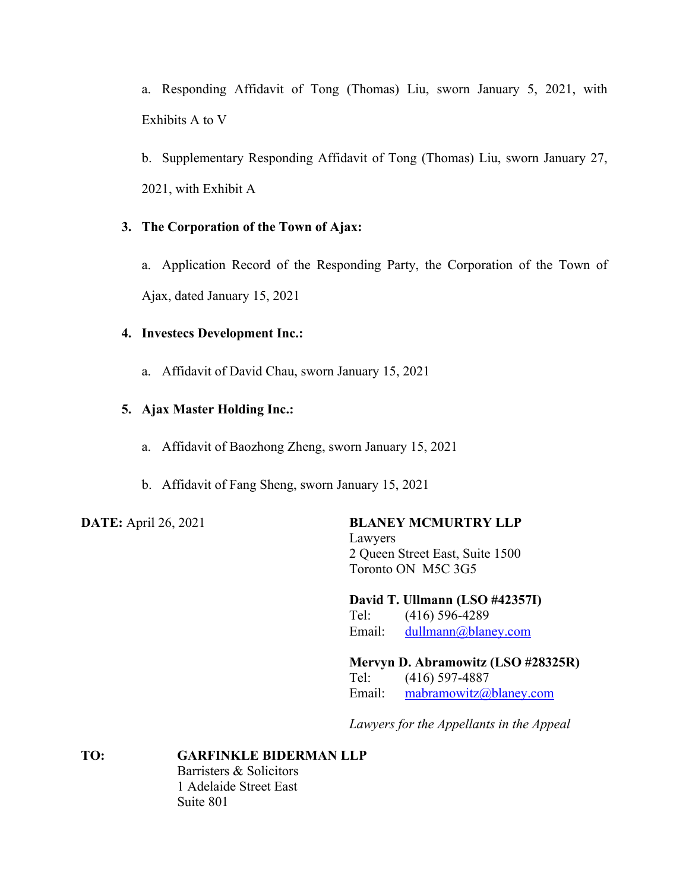a. Responding Affidavit of Tong (Thomas) Liu, sworn January 5, 2021, with Exhibits A to V

b. Supplementary Responding Affidavit of Tong (Thomas) Liu, sworn January 27, 2021, with Exhibit A

3. **The Corporation of the Town of Ajax:**

a. Application Record of the Responding Party, the Corporation of the Town of Ajax, dated January 15, 2021

4. **Investecs Development Inc.:**

a. Affidavit of David Chau, sworn January 15, 2021

5. **Ajax Master Holding Inc.:**

a. Affidavit of Baozhong Zheng, sworn January 15, 2021

b. Affidavit of Fang Sheng, sworn January 15, 2021

**DATE:** April 26, 2021

**BLANEY MCMURTRY LLP**
Lawyers
2 Queen Street East, Suite 1500
Toronto ON M5C 3G5

**David T. Ullmann (LSO #42357I)**
Tel: (416) 596-4289
Email: dullmann@blaney.com

**Mervyn D. Abramowitz (LSO #28325R)**
Tel: (416) 597-4887
Email: mabramowitz@blaney.com

*Lawyers for the Appellants in the Appeal*

**TO:** **GARFINKLE BIDERMAN LLP**
Barristers & Solicitors
1 Adelaide Street East
Suite 801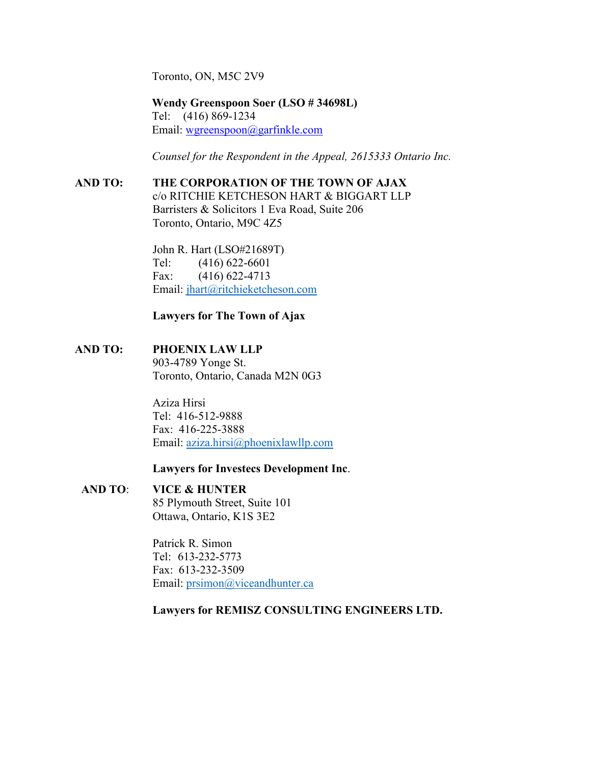Toronto, ON, M5C 2V9

**Wendy Greenspoon Soer (LSO # 34698L)**
Tel: (416) 869-1234
Email: wgreenspoon@garfinkle.com

*Counsel for the Respondent in the Appeal, 2615333 Ontario Inc.*

**AND TO:** **THE CORPORATION OF THE TOWN OF AJAX**
c/o RITCHIE KETCHESON HART & BIGGART LLP
Barristers & Solicitors 1 Eva Road, Suite 206
Toronto, Ontario, M9C 4Z5

John R. Hart (LSO#21689T)
Tel: (416) 622-6601
Fax: (416) 622-4713
Email: jhart@ritchieketcheson.com

**Lawyers for The Town of Ajax**

**AND TO:** **PHOENIX LAW LLP**
903-4789 Yonge St.
Toronto, Ontario, Canada M2N 0G3

Aziza Hirsi
Tel: 416-512-9888
Fax: 416-225-3888
Email: aziza.hirsi@phoenixlawllp.com

**Lawyers for Investecs Development Inc**.

**AND TO**: **VICE & HUNTER**
85 Plymouth Street, Suite 101
Ottawa, Ontario, K1S 3E2

Patrick R. Simon
Tel: 613-232-5773
Fax: 613-232-3509
Email: prsimon@viceandhunter.ca

**Lawyers for REMISZ CONSULTING ENGINEERS LTD.**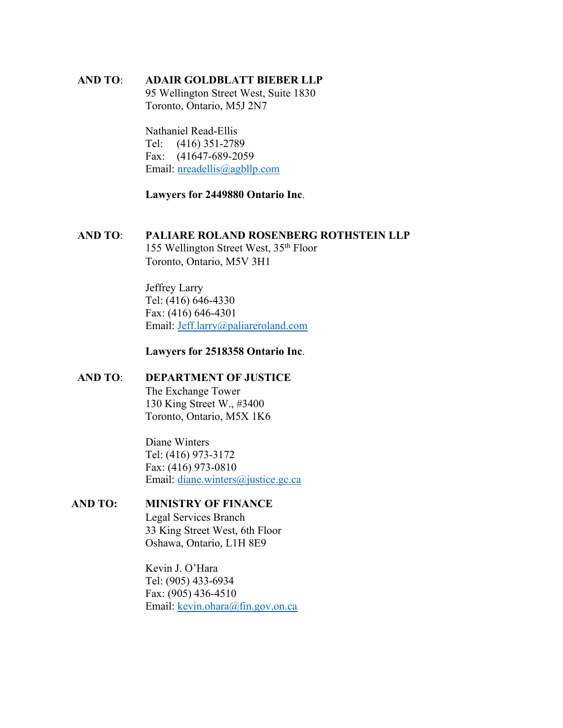**AND TO**: **ADAIR GOLDBLATT BIEBER LLP**
95 Wellington Street West, Suite 1830
Toronto, Ontario, M5J 2N7

Nathaniel Read-Ellis
Tel: (416) 351-2789
Fax: (41647-689-2059
Email: nreadellis@agbllp.com

**Lawyers for 2449880 Ontario Inc**.

**AND TO**: **PALIARE ROLAND ROSENBERG ROTHSTEIN LLP**
155 Wellington Street West, 35th Floor
Toronto, Ontario, M5V 3H1

Jeffrey Larry
Tel: (416) 646-4330
Fax: (416) 646-4301
Email: Jeff.larry@paliareroland.com

**Lawyers for 2518358 Ontario Inc**.

**AND TO**: **DEPARTMENT OF JUSTICE**
The Exchange Tower
130 King Street W., #3400
Toronto, Ontario, M5X 1K6

Diane Winters
Tel: (416) 973-3172
Fax: (416) 973-0810
Email: diane.winters@justice.gc.ca

**AND TO:** **MINISTRY OF FINANCE**
Legal Services Branch
33 King Street West, 6th Floor
Oshawa, Ontario, L1H 8E9

Kevin J. O'Hara
Tel: (905) 433-6934
Fax: (905) 436-4510
Email: kevin.ohara@fin.gov.on.ca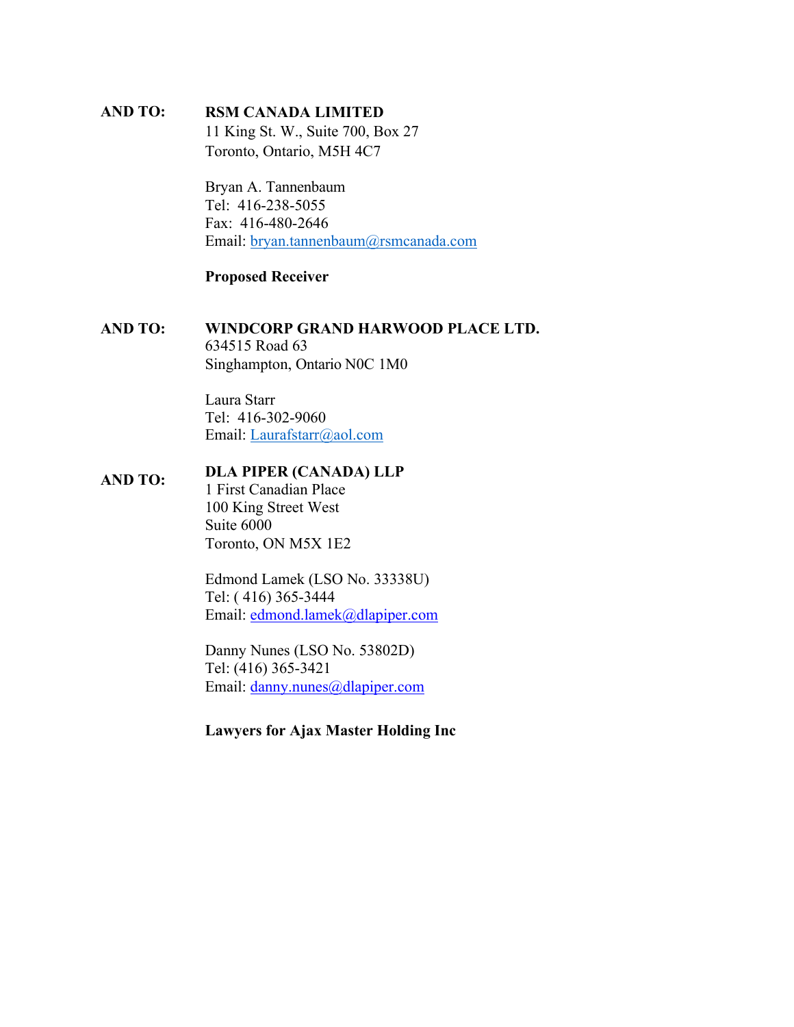**AND TO:** **RSM CANADA LIMITED**
11 King St. W., Suite 700, Box 27
Toronto, Ontario, M5H 4C7

Bryan A. Tannenbaum
Tel: 416-238-5055
Fax: 416-480-2646
Email: bryan.tannenbaum@rsmcanada.com

**Proposed Receiver**

**AND TO:** **WINDCORP GRAND HARWOOD PLACE LTD.**
634515 Road 63
Singhampton, Ontario N0C 1M0

Laura Starr
Tel: 416-302-9060
Email: Laurafstarr@aol.com

**AND TO:** **DLA PIPER (CANADA) LLP**
1 First Canadian Place
100 King Street West
Suite 6000
Toronto, ON M5X 1E2

Edmond Lamek (LSO No. 33338U)
Tel: ( 416) 365-3444
Email: edmond.lamek@dlapiper.com

Danny Nunes (LSO No. 53802D)
Tel: (416) 365-3421
Email: danny.nunes@dlapiper.com

**Lawyers for Ajax Master Holding Inc**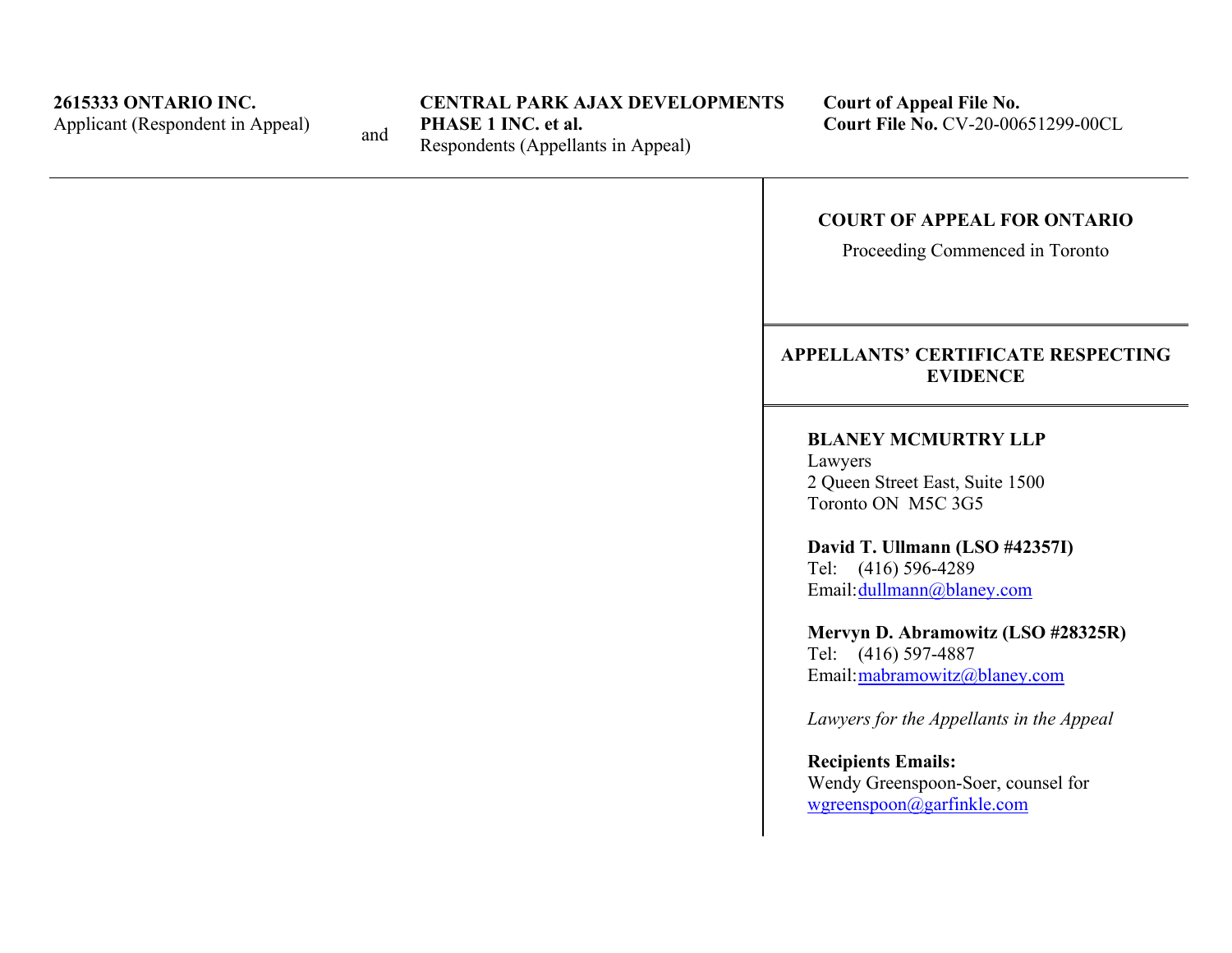**2615333 ONTARIO INC.**
Applicant (Respondent in Appeal)

and

**CENTRAL PARK AJAX DEVELOPMENTS PHASE 1 INC. et al.**
Respondents (Appellants in Appeal)

**Court of Appeal File No.**
**Court File No.** CV-20-00651299-00CL

**COURT OF APPEAL FOR ONTARIO**

Proceeding Commenced in Toronto

**APPELLANTS' CERTIFICATE RESPECTING EVIDENCE**

**BLANEY MCMURTRY LLP**
Lawyers
2 Queen Street East, Suite 1500
Toronto ON M5C 3G5

**David T. Ullmann (LSO #42357I)**
Tel: (416) 596-4289
Email: dullmann@blaney.com

**Mervyn D. Abramowitz (LSO #28325R)**
Tel: (416) 597-4887
Email: mabramowitz@blaney.com

*Lawyers for the Appellants in the Appeal*

**Recipients Emails:**
Wendy Greenspoon-Soer, counsel for
wgreenspoon@garfinkle.com